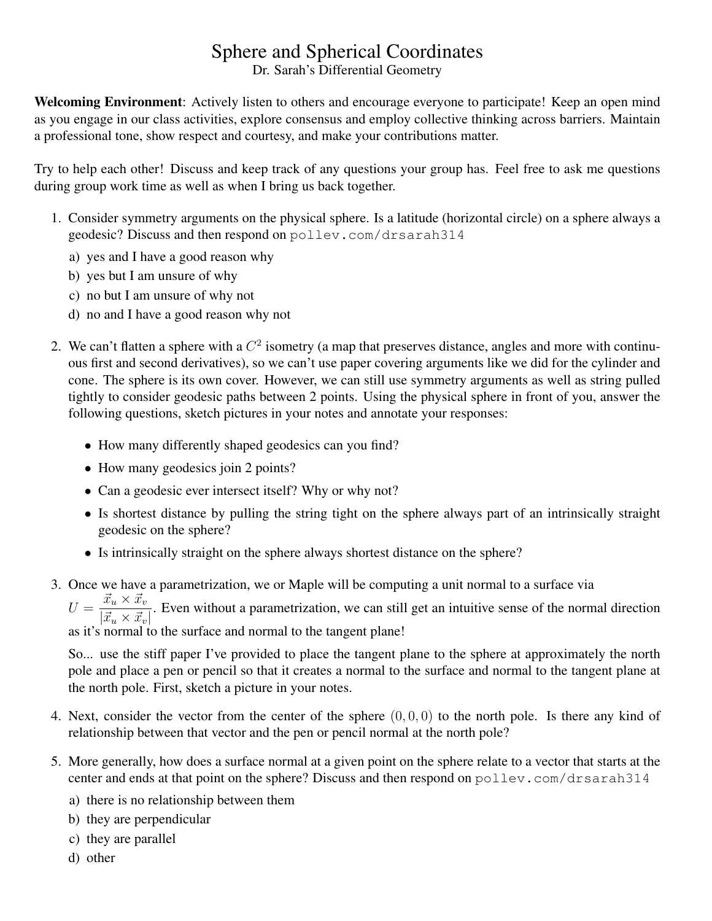# Sphere and Spherical Coordinates

Dr. Sarah's Differential Geometry

**Welcoming Environment**: Actively listen to others and encourage everyone to participate! Keep an open mind as you engage in our class activities, explore consensus and employ collective thinking across barriers. Maintain a professional tone, show respect and courtesy, and make your contributions matter.

Try to help each other! Discuss and keep track of any questions your group has. Feel free to ask me questions during group work time as well as when I bring us back together.

1. Consider symmetry arguments on the physical sphere. Is a latitude (horizontal circle) on a sphere always a geodesic? Discuss and then respond on `pollev.com/drsarah314`

   a) yes and I have a good reason why

   b) yes but I am unsure of why

   c) no but I am unsure of why not

   d) no and I have a good reason why not

2. We can't flatten a sphere with a $C^2$ isometry (a map that preserves distance, angles and more with continuous first and second derivatives), so we can't use paper covering arguments like we did for the cylinder and cone. The sphere is its own cover. However, we can still use symmetry arguments as well as string pulled tightly to consider geodesic paths between 2 points. Using the physical sphere in front of you, answer the following questions, sketch pictures in your notes and annotate your responses:

   - How many differently shaped geodesics can you find?
   - How many geodesics join 2 points?
   - Can a geodesic ever intersect itself? Why or why not?
   - Is shortest distance by pulling the string tight on the sphere always part of an intrinsically straight geodesic on the sphere?
   - Is intrinsically straight on the sphere always shortest distance on the sphere?

3. Once we have a parametrization, we or Maple will be computing a unit normal to a surface via $U = \dfrac{\vec{x}_u \times \vec{x}_v}{|\vec{x}_u \times \vec{x}_v|}$. Even without a parametrization, we can still get an intuitive sense of the normal direction as it's normal to the surface and normal to the tangent plane!

   So... use the stiff paper I've provided to place the tangent plane to the sphere at approximately the north pole and place a pen or pencil so that it creates a normal to the surface and normal to the tangent plane at the north pole. First, sketch a picture in your notes.

4. Next, consider the vector from the center of the sphere $(0, 0, 0)$ to the north pole. Is there any kind of relationship between that vector and the pen or pencil normal at the north pole?

5. More generally, how does a surface normal at a given point on the sphere relate to a vector that starts at the center and ends at that point on the sphere? Discuss and then respond on `pollev.com/drsarah314`

   a) there is no relationship between them

   b) they are perpendicular

   c) they are parallel

   d) other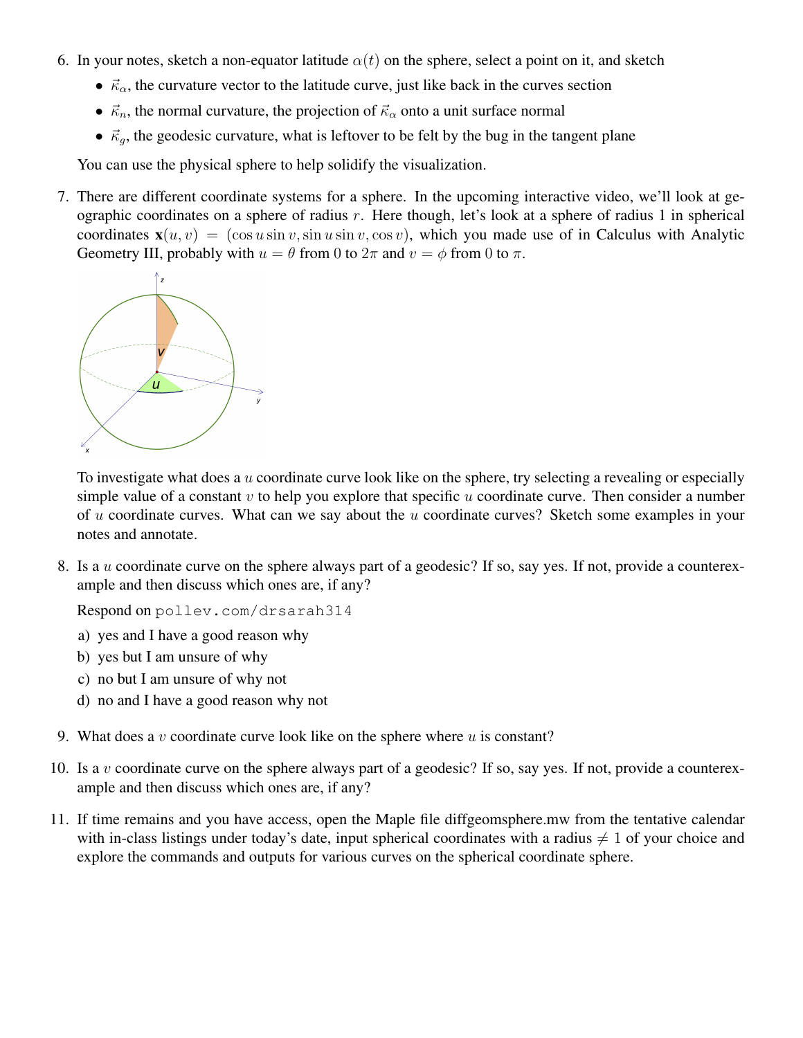6. In your notes, sketch a non-equator latitude $\alpha(t)$ on the sphere, select a point on it, and sketch
   - $\vec{\kappa}_\alpha$, the curvature vector to the latitude curve, just like back in the curves section
   - $\vec{\kappa}_n$, the normal curvature, the projection of $\vec{\kappa}_\alpha$ onto a unit surface normal
   - $\vec{\kappa}_g$, the geodesic curvature, what is leftover to be felt by the bug in the tangent plane

   You can use the physical sphere to help solidify the visualization.

7. There are different coordinate systems for a sphere. In the upcoming interactive video, we'll look at geographic coordinates on a sphere of radius $r$. Here though, let's look at a sphere of radius 1 in spherical coordinates $\mathbf{x}(u, v) = (\cos u \sin v, \sin u \sin v, \cos v)$, which you made use of in Calculus with Analytic Geometry III, probably with $u = \theta$ from 0 to $2\pi$ and $v = \phi$ from 0 to $\pi$.

   To investigate what does a $u$ coordinate curve look like on the sphere, try selecting a revealing or especially simple value of a constant $v$ to help you explore that specific $u$ coordinate curve. Then consider a number of $u$ coordinate curves. What can we say about the $u$ coordinate curves? Sketch some examples in your notes and annotate.

8. Is a $u$ coordinate curve on the sphere always part of a geodesic? If so, say yes. If not, provide a counterexample and then discuss which ones are, if any?

   Respond on `pollev.com/drsarah314`

   a) yes and I have a good reason why
   b) yes but I am unsure of why
   c) no but I am unsure of why not
   d) no and I have a good reason why not

9. What does a $v$ coordinate curve look like on the sphere where $u$ is constant?

10. Is a $v$ coordinate curve on the sphere always part of a geodesic? If so, say yes. If not, provide a counterexample and then discuss which ones are, if any?

11. If time remains and you have access, open the Maple file diffgeomsphere.mw from the tentative calendar with in-class listings under today's date, input spherical coordinates with a radius $\neq 1$ of your choice and explore the commands and outputs for various curves on the spherical coordinate sphere.